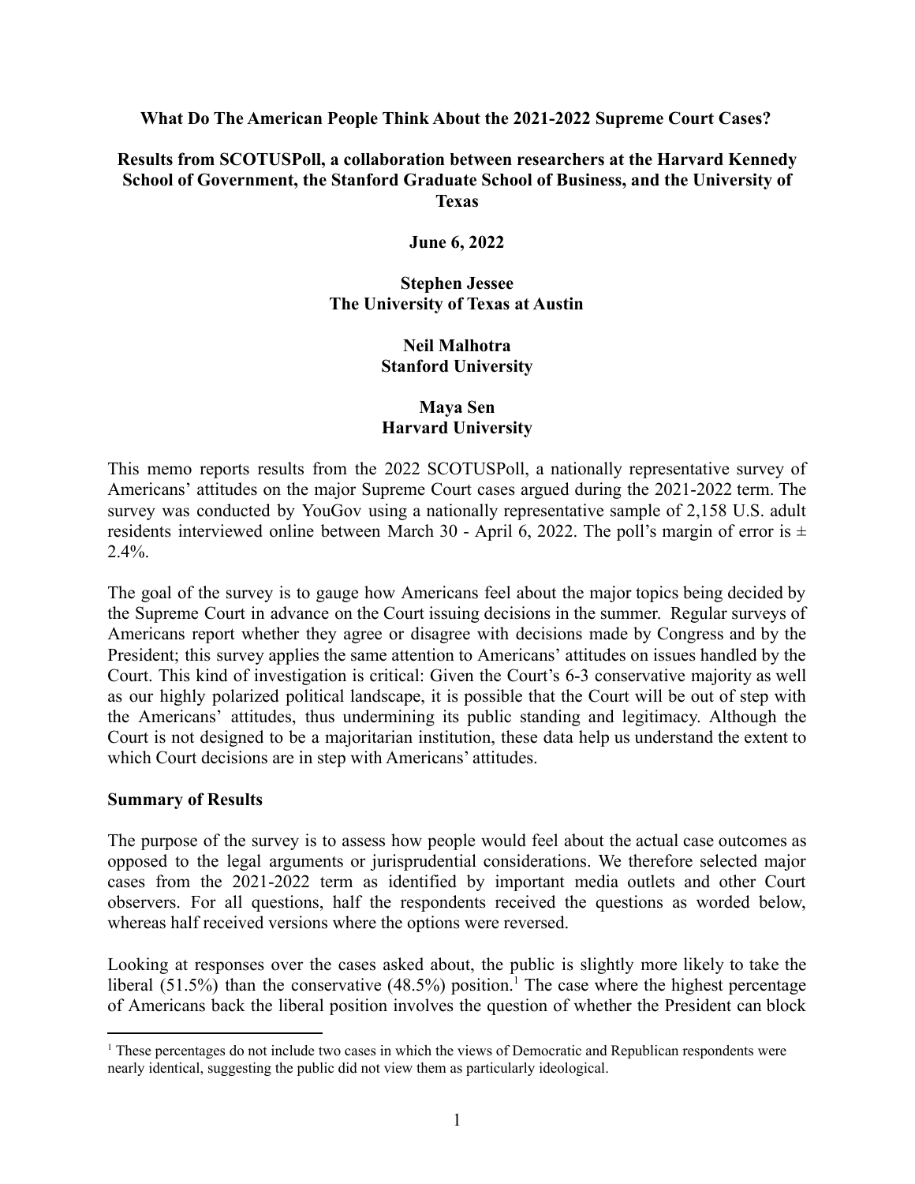**What Do The American People Think About the 2021-2022 Supreme Court Cases?**

**Results from SCOTUSPoll, a collaboration between researchers at the Harvard Kennedy School of Government, the Stanford Graduate School of Business, and the University of Texas**

**June 6, 2022**

**Stephen Jessee**
**The University of Texas at Austin**

**Neil Malhotra**
**Stanford University**

**Maya Sen**
**Harvard University**

This memo reports results from the 2022 SCOTUSPoll, a nationally representative survey of Americans' attitudes on the major Supreme Court cases argued during the 2021-2022 term. The survey was conducted by YouGov using a nationally representative sample of 2,158 U.S. adult residents interviewed online between March 30 - April 6, 2022. The poll's margin of error is ± 2.4%.

The goal of the survey is to gauge how Americans feel about the major topics being decided by the Supreme Court in advance on the Court issuing decisions in the summer. Regular surveys of Americans report whether they agree or disagree with decisions made by Congress and by the President; this survey applies the same attention to Americans' attitudes on issues handled by the Court. This kind of investigation is critical: Given the Court's 6-3 conservative majority as well as our highly polarized political landscape, it is possible that the Court will be out of step with the Americans' attitudes, thus undermining its public standing and legitimacy. Although the Court is not designed to be a majoritarian institution, these data help us understand the extent to which Court decisions are in step with Americans' attitudes.

## Summary of Results

The purpose of the survey is to assess how people would feel about the actual case outcomes as opposed to the legal arguments or jurisprudential considerations. We therefore selected major cases from the 2021-2022 term as identified by important media outlets and other Court observers. For all questions, half the respondents received the questions as worded below, whereas half received versions where the options were reversed.

Looking at responses over the cases asked about, the public is slightly more likely to take the liberal (51.5%) than the conservative (48.5%) position.[1] The case where the highest percentage of Americans back the liberal position involves the question of whether the President can block

[1] These percentages do not include two cases in which the views of Democratic and Republican respondents were nearly identical, suggesting the public did not view them as particularly ideological.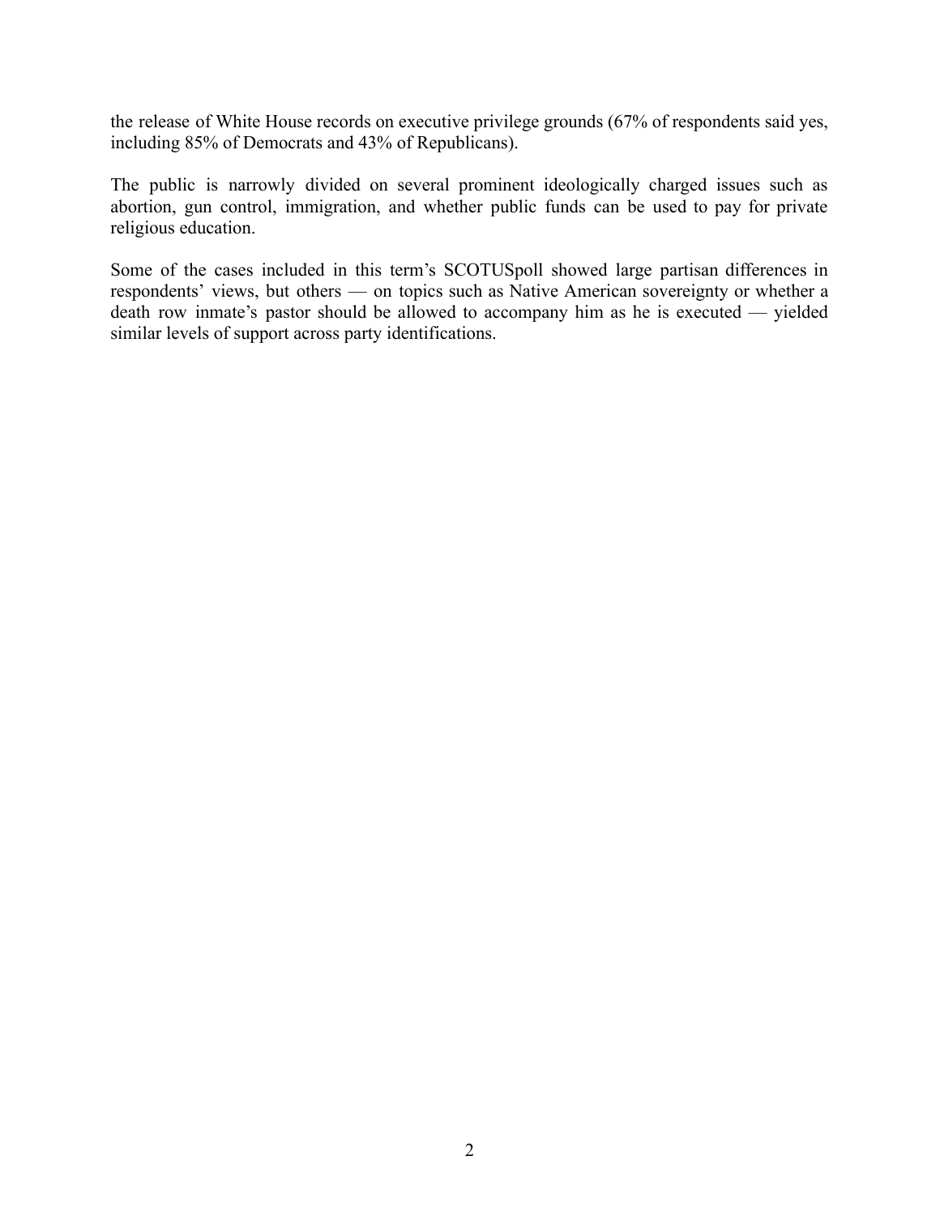the release of White House records on executive privilege grounds (67% of respondents said yes, including 85% of Democrats and 43% of Republicans).

The public is narrowly divided on several prominent ideologically charged issues such as abortion, gun control, immigration, and whether public funds can be used to pay for private religious education.

Some of the cases included in this term's SCOTUSpoll showed large partisan differences in respondents' views, but others — on topics such as Native American sovereignty or whether a death row inmate's pastor should be allowed to accompany him as he is executed — yielded similar levels of support across party identifications.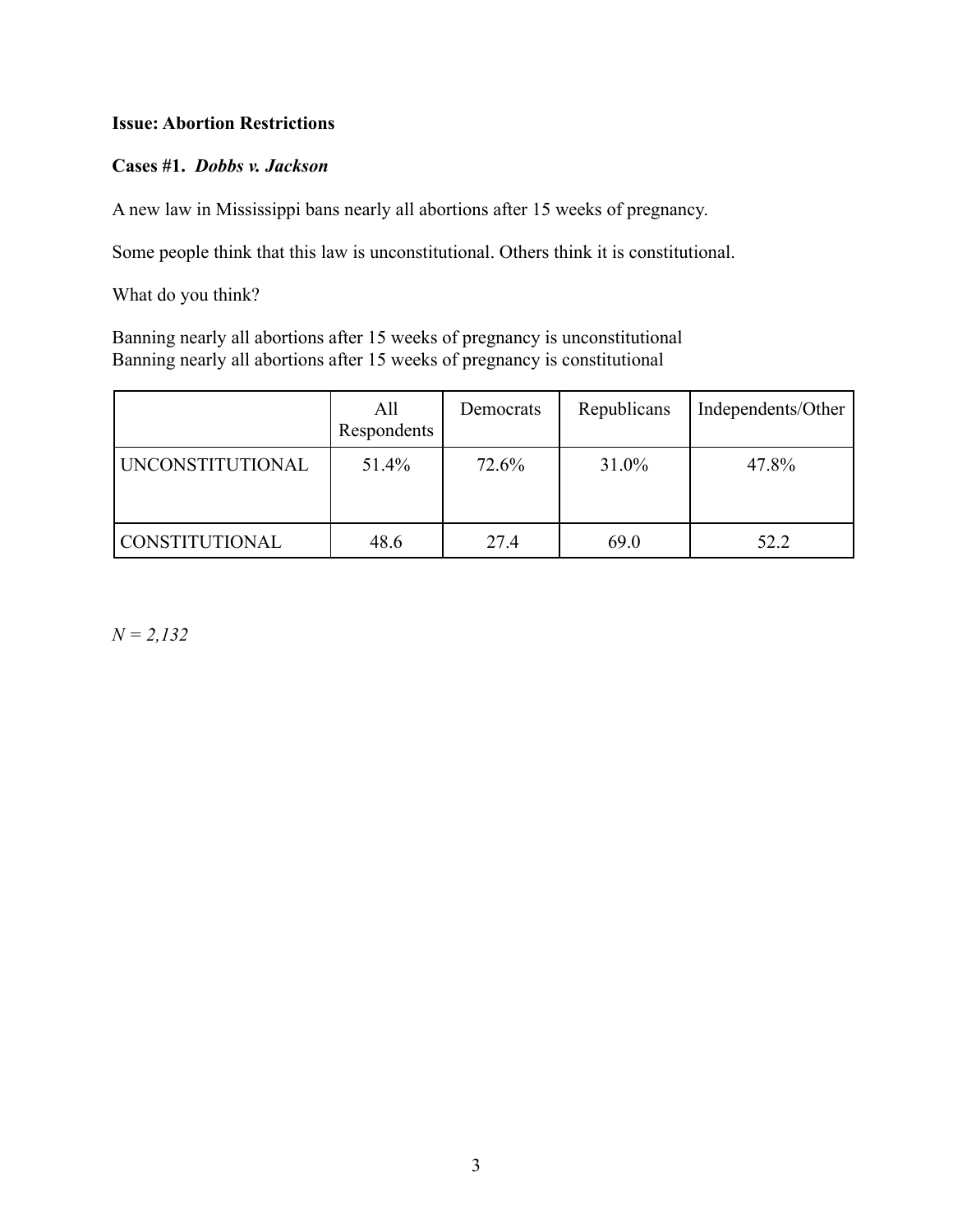**Issue: Abortion Restrictions**

**Cases #1.** ***Dobbs v. Jackson***

A new law in Mississippi bans nearly all abortions after 15 weeks of pregnancy.

Some people think that this law is unconstitutional. Others think it is constitutional.

What do you think?

Banning nearly all abortions after 15 weeks of pregnancy is unconstitutional
Banning nearly all abortions after 15 weeks of pregnancy is constitutional

| | All Respondents | Democrats | Republicans | Independents/Other |
|---|---|---|---|---|
| UNCONSTITUTIONAL | 51.4% | 72.6% | 31.0% | 47.8% |
| CONSTITUTIONAL | 48.6 | 27.4 | 69.0 | 52.2 |

*N = 2,132*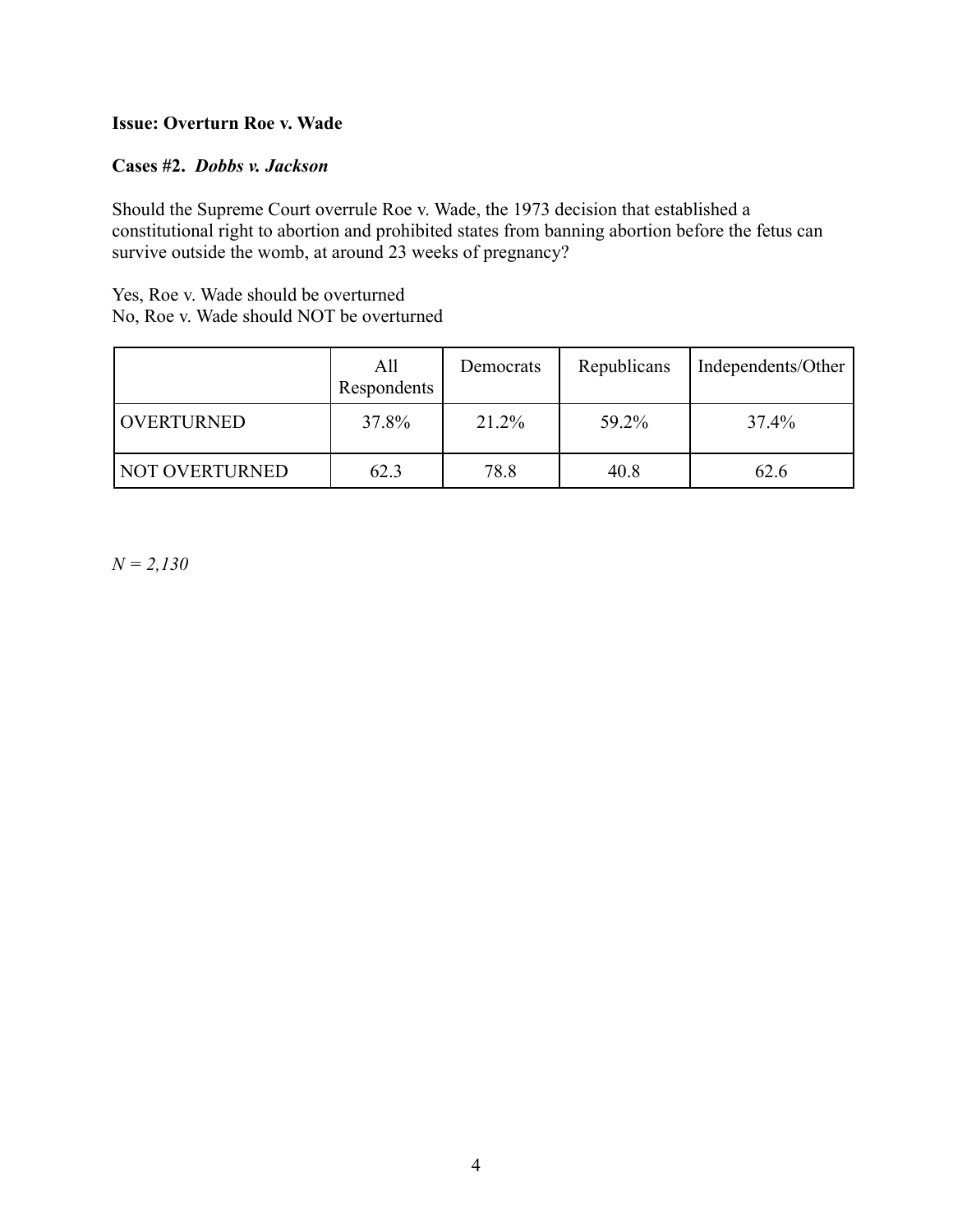**Issue: Overturn Roe v. Wade**

**Cases #2.** ***Dobbs v. Jackson***

Should the Supreme Court overrule Roe v. Wade, the 1973 decision that established a constitutional right to abortion and prohibited states from banning abortion before the fetus can survive outside the womb, at around 23 weeks of pregnancy?

Yes, Roe v. Wade should be overturned
No, Roe v. Wade should NOT be overturned

| | All Respondents | Democrats | Republicans | Independents/Other |
|---|---|---|---|---|
| OVERTURNED | 37.8% | 21.2% | 59.2% | 37.4% |
| NOT OVERTURNED | 62.3 | 78.8 | 40.8 | 62.6 |

*N = 2,130*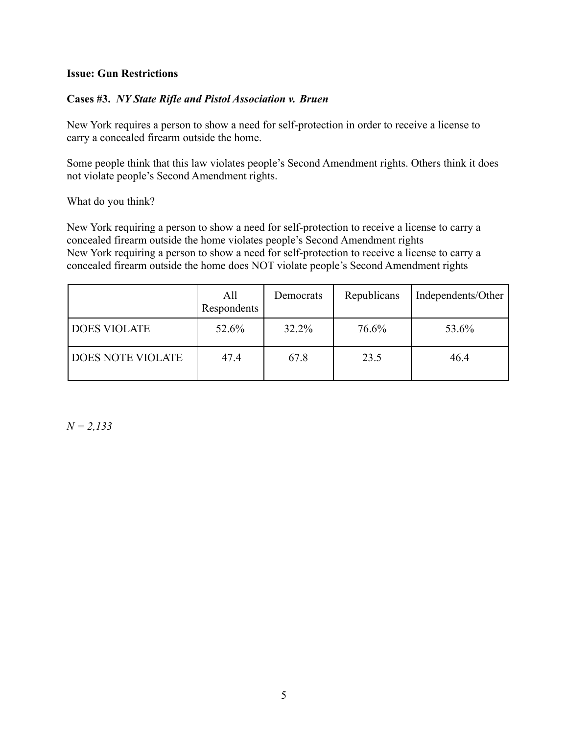**Issue: Gun Restrictions**

**Cases #3.** ***NY State Rifle and Pistol Association v. Bruen***

New York requires a person to show a need for self-protection in order to receive a license to carry a concealed firearm outside the home.

Some people think that this law violates people's Second Amendment rights. Others think it does not violate people's Second Amendment rights.

What do you think?

New York requiring a person to show a need for self-protection to receive a license to carry a concealed firearm outside the home violates people's Second Amendment rights
New York requiring a person to show a need for self-protection to receive a license to carry a concealed firearm outside the home does NOT violate people's Second Amendment rights

| | All Respondents | Democrats | Republicans | Independents/Other |
|---|---|---|---|---|
| DOES VIOLATE | 52.6% | 32.2% | 76.6% | 53.6% |
| DOES NOTE VIOLATE | 47.4 | 67.8 | 23.5 | 46.4 |

*N = 2,133*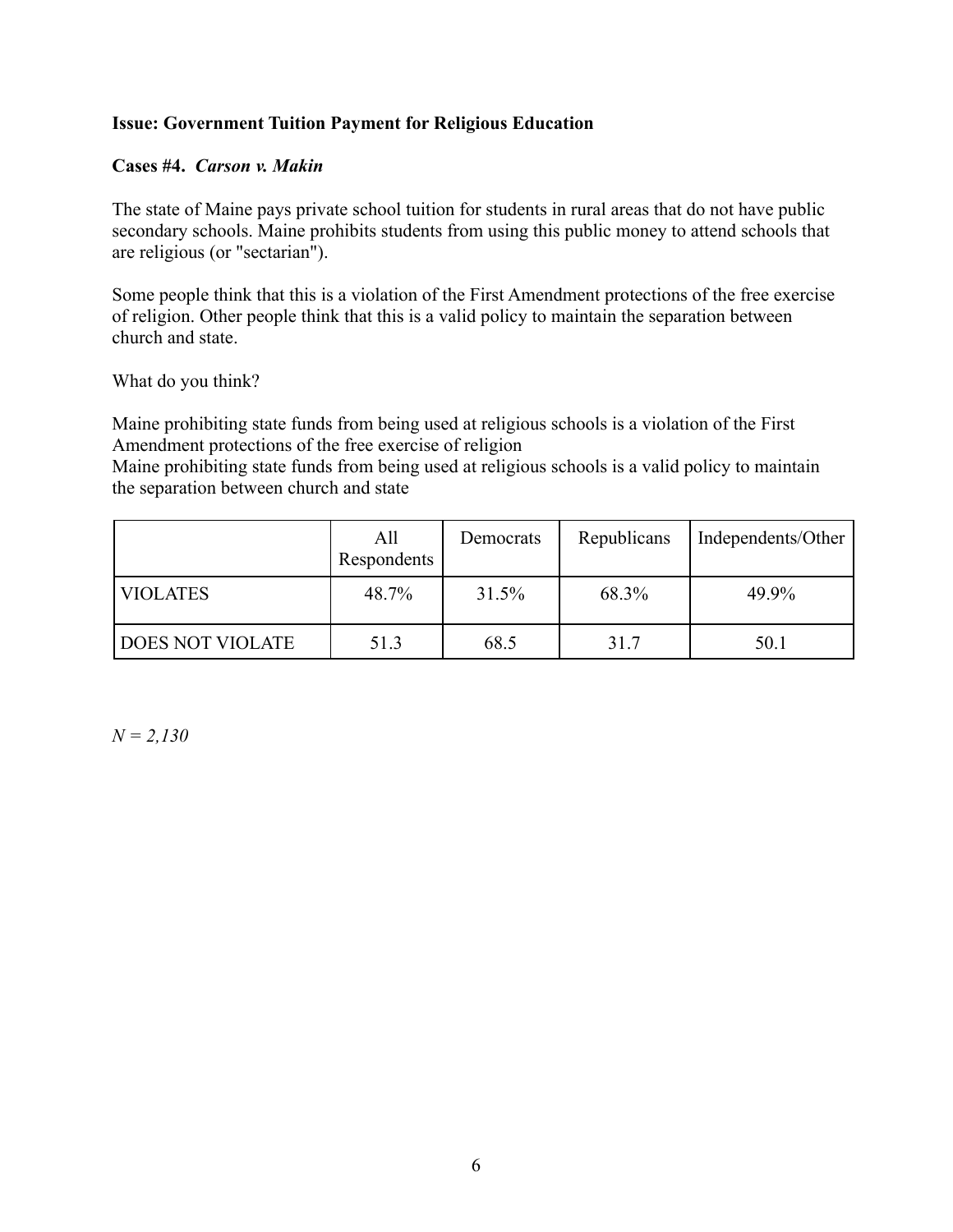**Issue: Government Tuition Payment for Religious Education**

**Cases #4.** ***Carson v. Makin***

The state of Maine pays private school tuition for students in rural areas that do not have public secondary schools. Maine prohibits students from using this public money to attend schools that are religious (or "sectarian").

Some people think that this is a violation of the First Amendment protections of the free exercise of religion. Other people think that this is a valid policy to maintain the separation between church and state.

What do you think?

Maine prohibiting state funds from being used at religious schools is a violation of the First Amendment protections of the free exercise of religion
Maine prohibiting state funds from being used at religious schools is a valid policy to maintain the separation between church and state

| | All Respondents | Democrats | Republicans | Independents/Other |
|---|---|---|---|---|
| VIOLATES | 48.7% | 31.5% | 68.3% | 49.9% |
| DOES NOT VIOLATE | 51.3 | 68.5 | 31.7 | 50.1 |

*N = 2,130*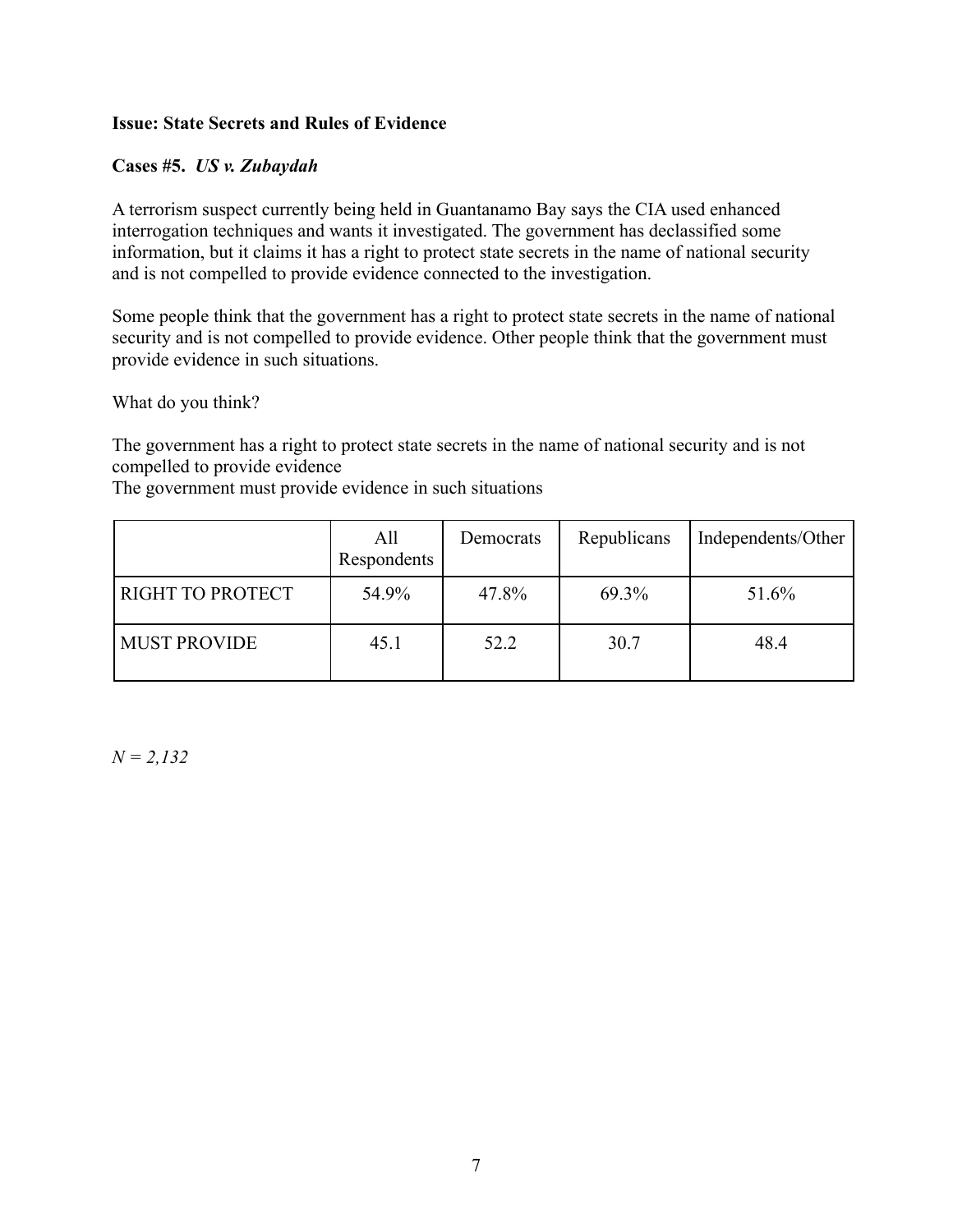**Issue: State Secrets and Rules of Evidence**

**Cases #5.** ***US v. Zubaydah***

A terrorism suspect currently being held in Guantanamo Bay says the CIA used enhanced interrogation techniques and wants it investigated. The government has declassified some information, but it claims it has a right to protect state secrets in the name of national security and is not compelled to provide evidence connected to the investigation.

Some people think that the government has a right to protect state secrets in the name of national security and is not compelled to provide evidence. Other people think that the government must provide evidence in such situations.

What do you think?

The government has a right to protect state secrets in the name of national security and is not compelled to provide evidence
The government must provide evidence in such situations

| | All Respondents | Democrats | Republicans | Independents/Other |
|---|---|---|---|---|
| RIGHT TO PROTECT | 54.9% | 47.8% | 69.3% | 51.6% |
| MUST PROVIDE | 45.1 | 52.2 | 30.7 | 48.4 |

*N = 2,132*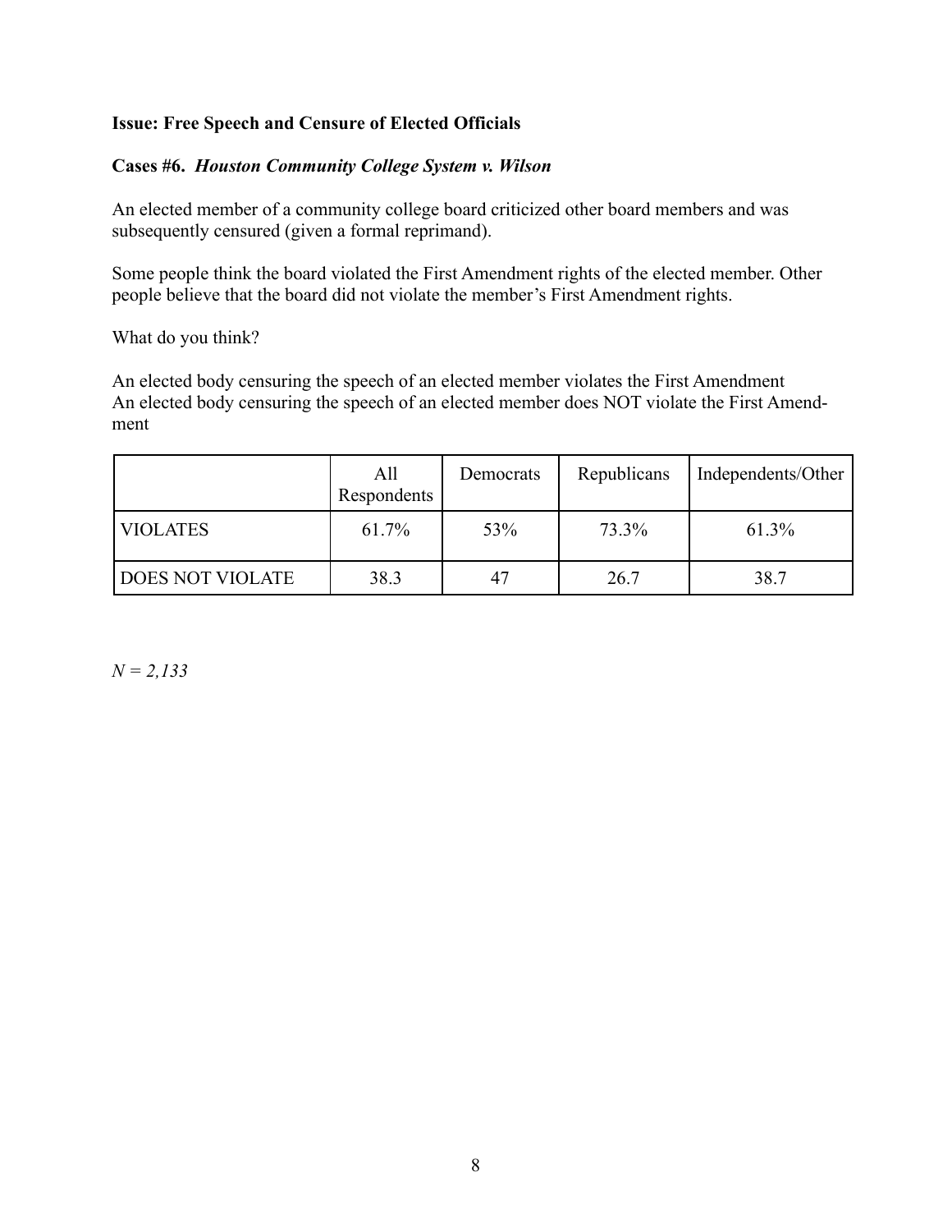**Issue: Free Speech and Censure of Elected Officials**

**Cases #6. *Houston Community College System v. Wilson***

An elected member of a community college board criticized other board members and was subsequently censured (given a formal reprimand).

Some people think the board violated the First Amendment rights of the elected member. Other people believe that the board did not violate the member's First Amendment rights.

What do you think?

An elected body censuring the speech of an elected member violates the First Amendment
An elected body censuring the speech of an elected member does NOT violate the First Amendment

| | All Respondents | Democrats | Republicans | Independents/Other |
|---|---|---|---|---|
| VIOLATES | 61.7% | 53% | 73.3% | 61.3% |
| DOES NOT VIOLATE | 38.3 | 47 | 26.7 | 38.7 |

*N = 2,133*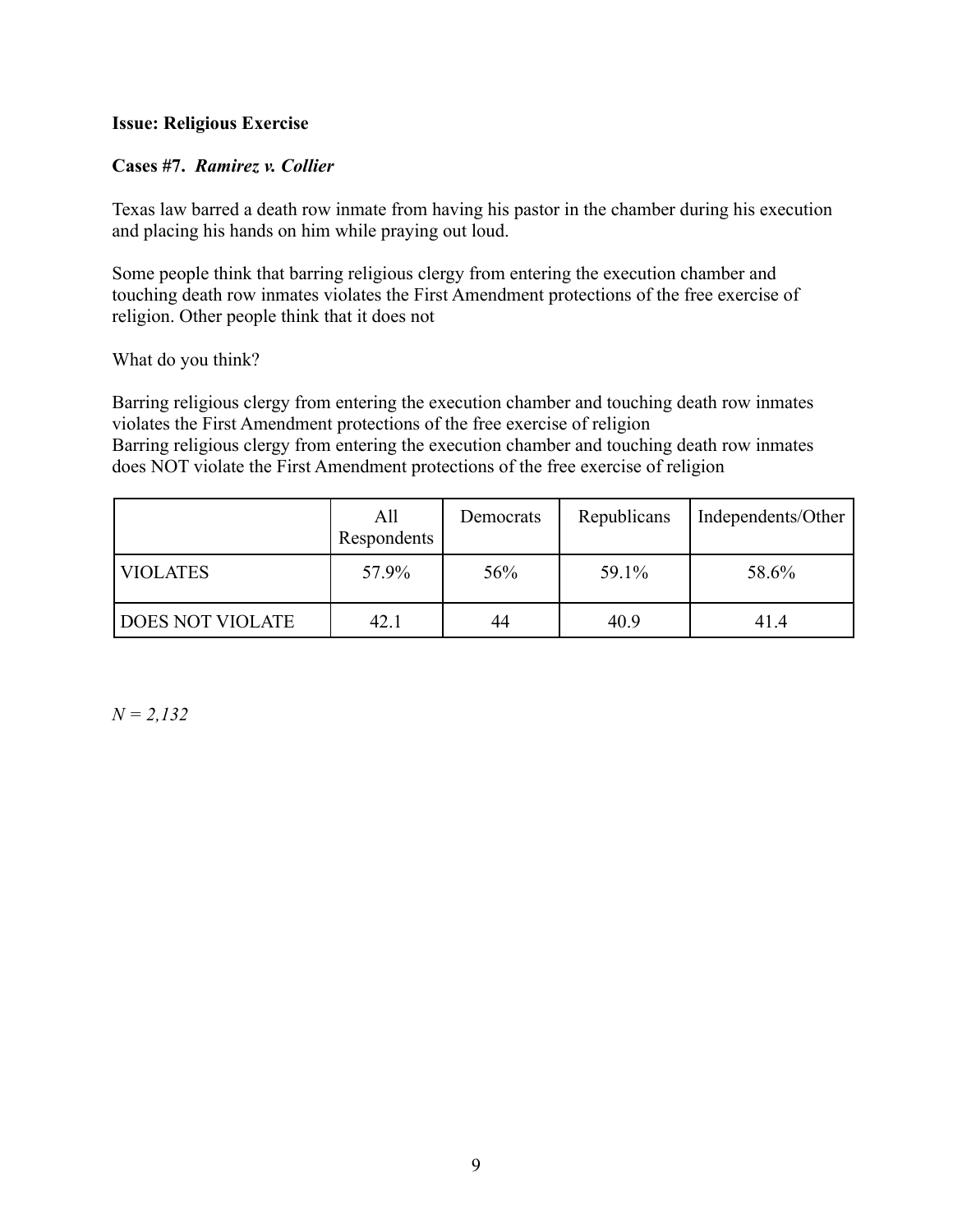**Issue: Religious Exercise**

**Cases #7. *Ramirez v. Collier***

Texas law barred a death row inmate from having his pastor in the chamber during his execution and placing his hands on him while praying out loud.

Some people think that barring religious clergy from entering the execution chamber and touching death row inmates violates the First Amendment protections of the free exercise of religion. Other people think that it does not

What do you think?

Barring religious clergy from entering the execution chamber and touching death row inmates violates the First Amendment protections of the free exercise of religion
Barring religious clergy from entering the execution chamber and touching death row inmates does NOT violate the First Amendment protections of the free exercise of religion

| | All Respondents | Democrats | Republicans | Independents/Other |
|---|---|---|---|---|
| VIOLATES | 57.9% | 56% | 59.1% | 58.6% |
| DOES NOT VIOLATE | 42.1 | 44 | 40.9 | 41.4 |

*N = 2,132*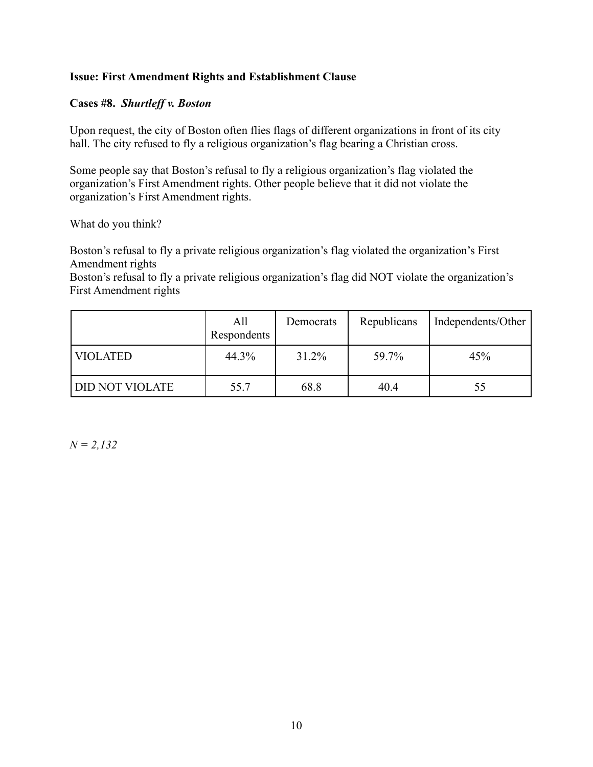**Issue: First Amendment Rights and Establishment Clause**

**Cases #8.** ***Shurtleff v. Boston***

Upon request, the city of Boston often flies flags of different organizations in front of its city hall. The city refused to fly a religious organization's flag bearing a Christian cross.

Some people say that Boston's refusal to fly a religious organization's flag violated the organization's First Amendment rights. Other people believe that it did not violate the organization's First Amendment rights.

What do you think?

Boston's refusal to fly a private religious organization's flag violated the organization's First Amendment rights
Boston's refusal to fly a private religious organization's flag did NOT violate the organization's First Amendment rights

| | All Respondents | Democrats | Republicans | Independents/Other |
|---|---|---|---|---|
| VIOLATED | 44.3% | 31.2% | 59.7% | 45% |
| DID NOT VIOLATE | 55.7 | 68.8 | 40.4 | 55 |

*N = 2,132*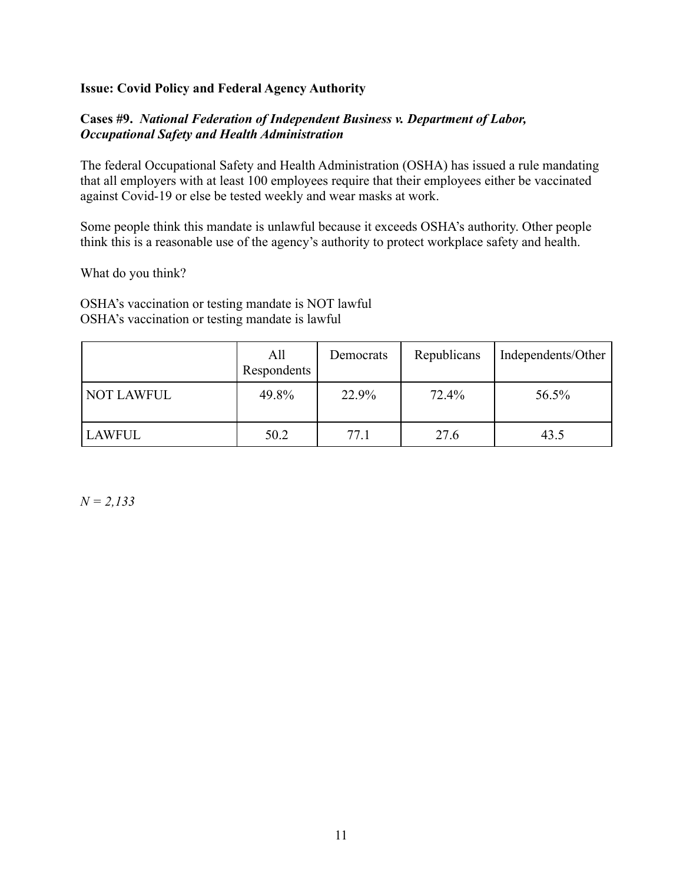**Issue: Covid Policy and Federal Agency Authority**

**Cases #9.** ***National Federation of Independent Business v. Department of Labor, Occupational Safety and Health Administration***

The federal Occupational Safety and Health Administration (OSHA) has issued a rule mandating that all employers with at least 100 employees require that their employees either be vaccinated against Covid-19 or else be tested weekly and wear masks at work.

Some people think this mandate is unlawful because it exceeds OSHA's authority. Other people think this is a reasonable use of the agency's authority to protect workplace safety and health.

What do you think?

OSHA's vaccination or testing mandate is NOT lawful
OSHA's vaccination or testing mandate is lawful

| | All Respondents | Democrats | Republicans | Independents/Other |
|---|---|---|---|---|
| NOT LAWFUL | 49.8% | 22.9% | 72.4% | 56.5% |
| LAWFUL | 50.2 | 77.1 | 27.6 | 43.5 |

*N = 2,133*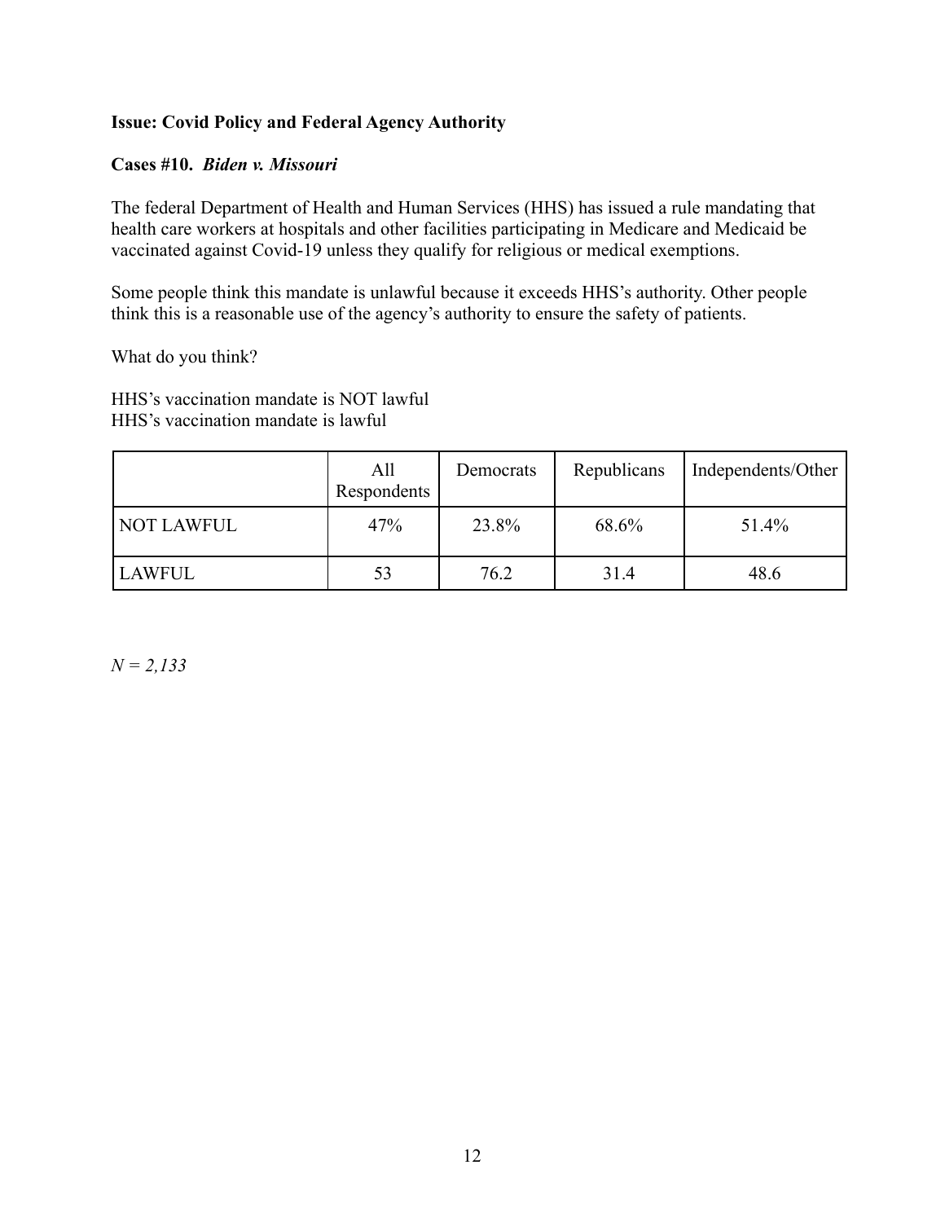**Issue: Covid Policy and Federal Agency Authority**

**Cases #10.** ***Biden v. Missouri***

The federal Department of Health and Human Services (HHS) has issued a rule mandating that health care workers at hospitals and other facilities participating in Medicare and Medicaid be vaccinated against Covid-19 unless they qualify for religious or medical exemptions.

Some people think this mandate is unlawful because it exceeds HHS's authority. Other people think this is a reasonable use of the agency's authority to ensure the safety of patients.

What do you think?

HHS's vaccination mandate is NOT lawful
HHS's vaccination mandate is lawful

| | All Respondents | Democrats | Republicans | Independents/Other |
|---|---|---|---|---|
| NOT LAWFUL | 47% | 23.8% | 68.6% | 51.4% |
| LAWFUL | 53 | 76.2 | 31.4 | 48.6 |

*N = 2,133*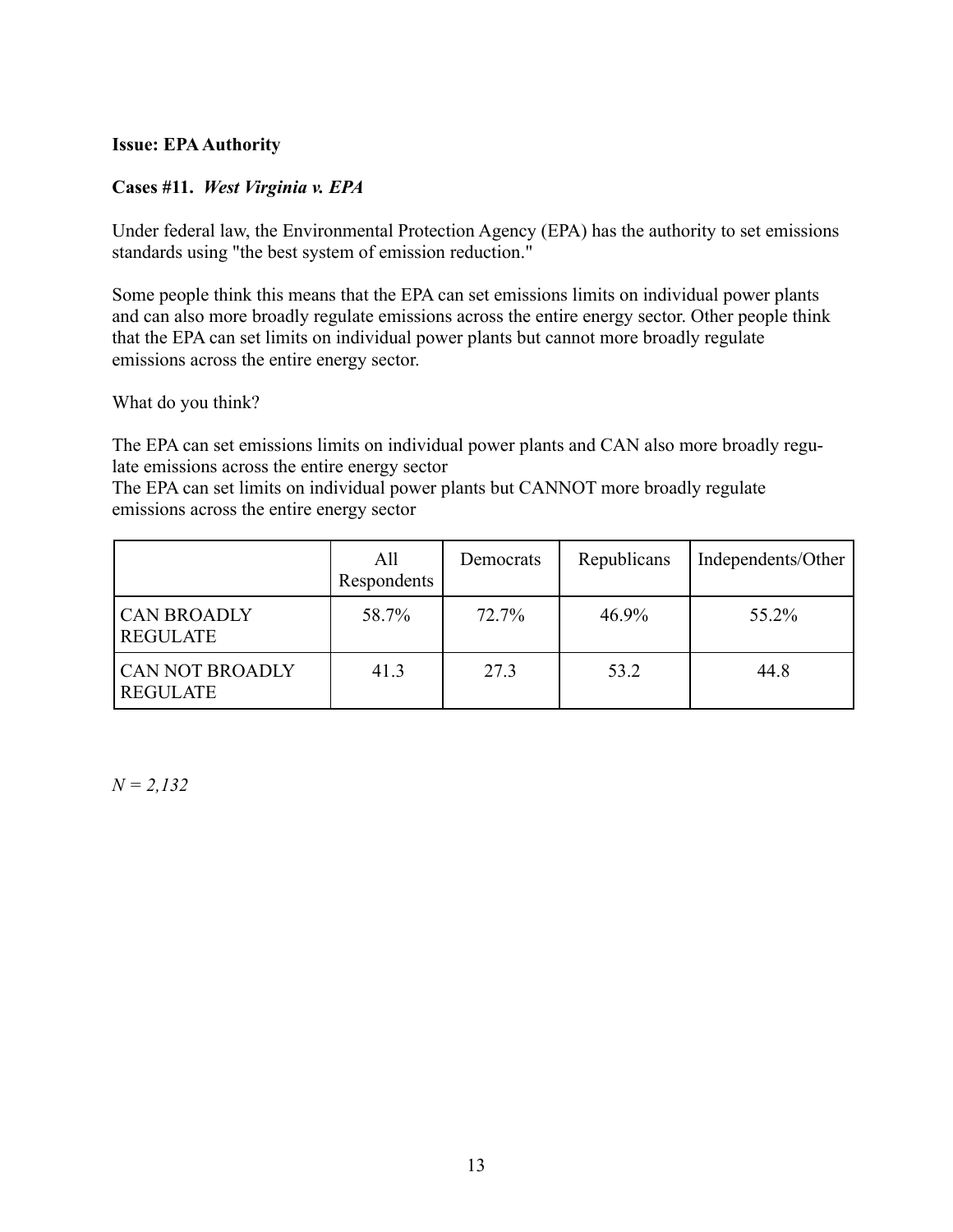**Issue: EPA Authority**

**Cases #11.** ***West Virginia v. EPA***

Under federal law, the Environmental Protection Agency (EPA) has the authority to set emissions standards using "the best system of emission reduction."

Some people think this means that the EPA can set emissions limits on individual power plants and can also more broadly regulate emissions across the entire energy sector. Other people think that the EPA can set limits on individual power plants but cannot more broadly regulate emissions across the entire energy sector.

What do you think?

The EPA can set emissions limits on individual power plants and CAN also more broadly regulate emissions across the entire energy sector
The EPA can set limits on individual power plants but CANNOT more broadly regulate emissions across the entire energy sector

| | All Respondents | Democrats | Republicans | Independents/Other |
|---|---|---|---|---|
| CAN BROADLY REGULATE | 58.7% | 72.7% | 46.9% | 55.2% |
| CAN NOT BROADLY REGULATE | 41.3 | 27.3 | 53.2 | 44.8 |

*N = 2,132*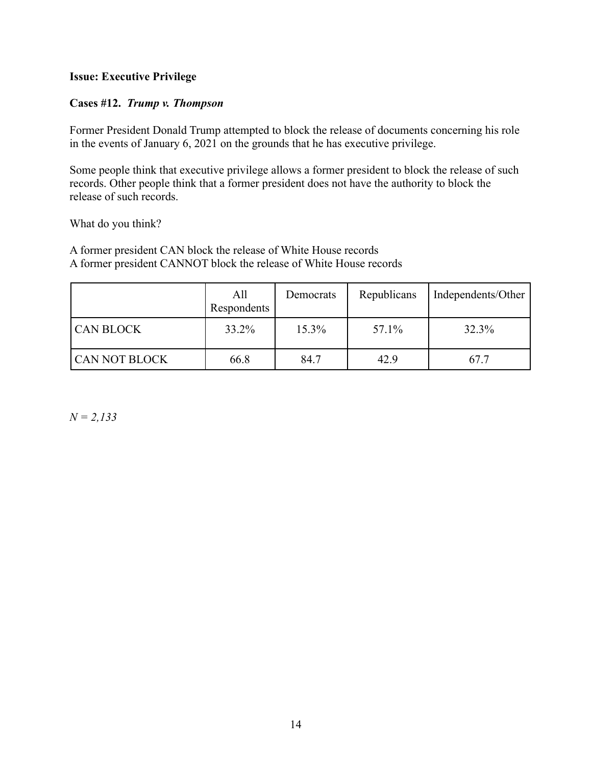**Issue: Executive Privilege**

**Cases #12.** ***Trump v. Thompson***

Former President Donald Trump attempted to block the release of documents concerning his role in the events of January 6, 2021 on the grounds that he has executive privilege.

Some people think that executive privilege allows a former president to block the release of such records. Other people think that a former president does not have the authority to block the release of such records.

What do you think?

A former president CAN block the release of White House records
A former president CANNOT block the release of White House records

| | All Respondents | Democrats | Republicans | Independents/Other |
|---|---|---|---|---|
| CAN BLOCK | 33.2% | 15.3% | 57.1% | 32.3% |
| CAN NOT BLOCK | 66.8 | 84.7 | 42.9 | 67.7 |

*N = 2,133*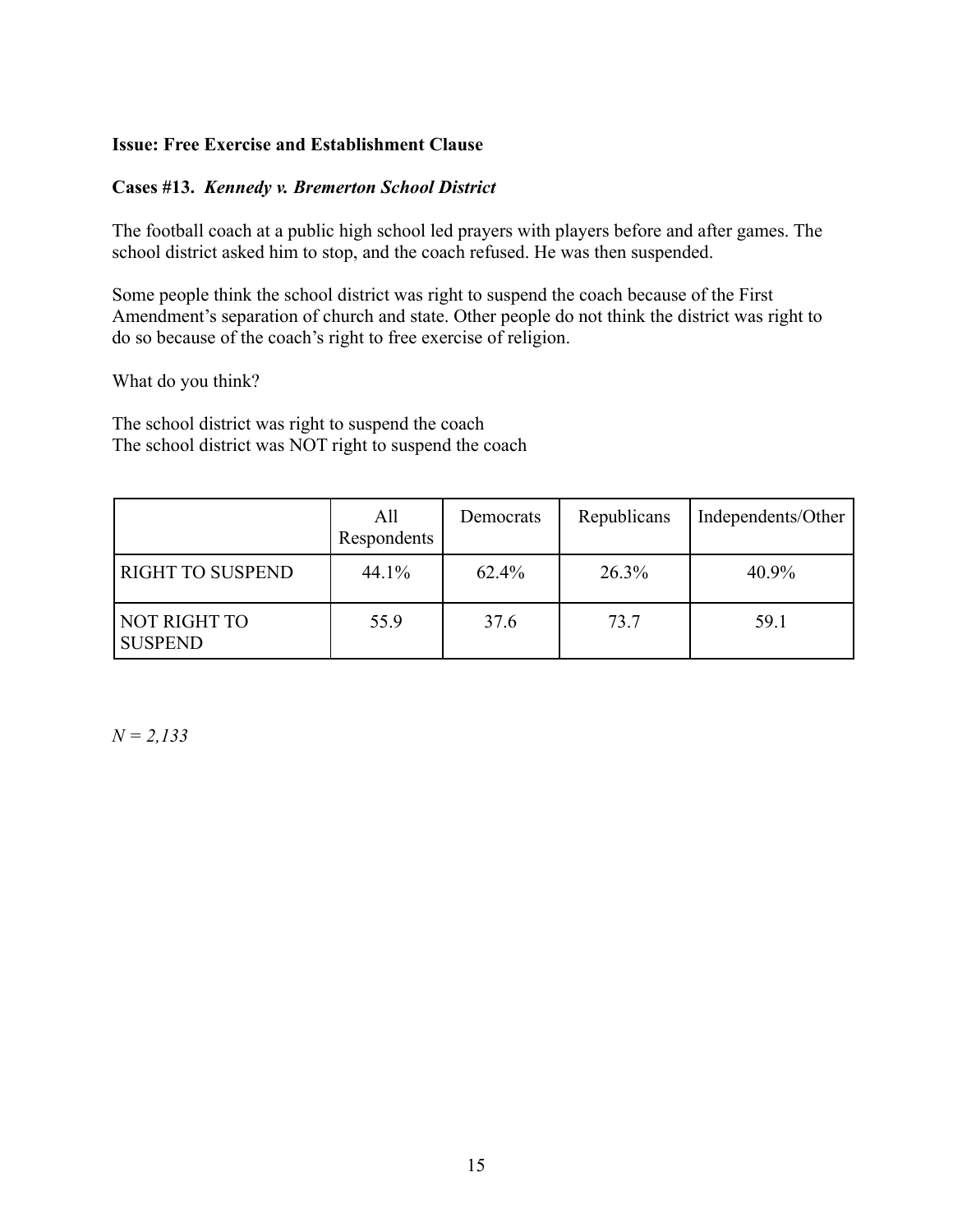**Issue: Free Exercise and Establishment Clause**

**Cases #13.** ***Kennedy v. Bremerton School District***

The football coach at a public high school led prayers with players before and after games. The school district asked him to stop, and the coach refused. He was then suspended.

Some people think the school district was right to suspend the coach because of the First Amendment's separation of church and state. Other people do not think the district was right to do so because of the coach's right to free exercise of religion.

What do you think?

The school district was right to suspend the coach
The school district was NOT right to suspend the coach

| | All Respondents | Democrats | Republicans | Independents/Other |
|---|---|---|---|---|
| RIGHT TO SUSPEND | 44.1% | 62.4% | 26.3% | 40.9% |
| NOT RIGHT TO SUSPEND | 55.9 | 37.6 | 73.7 | 59.1 |

*N = 2,133*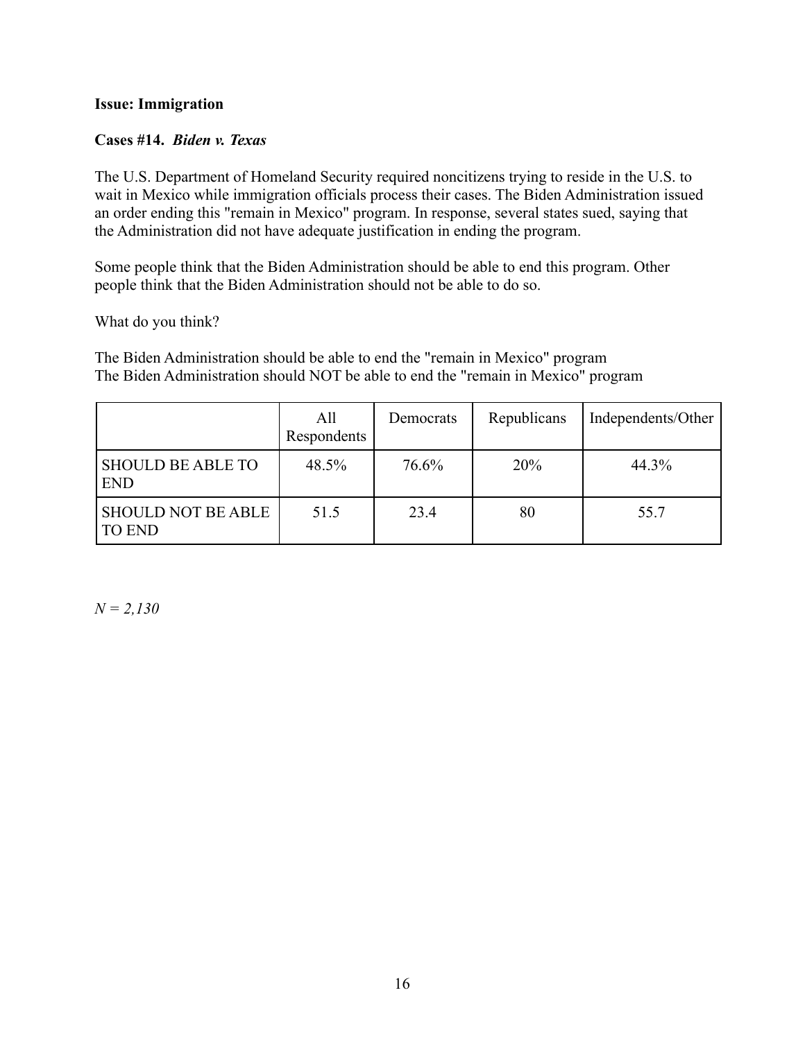**Issue: Immigration**

**Cases #14. *Biden v. Texas***

The U.S. Department of Homeland Security required noncitizens trying to reside in the U.S. to wait in Mexico while immigration officials process their cases. The Biden Administration issued an order ending this "remain in Mexico" program. In response, several states sued, saying that the Administration did not have adequate justification in ending the program.

Some people think that the Biden Administration should be able to end this program. Other people think that the Biden Administration should not be able to do so.

What do you think?

The Biden Administration should be able to end the "remain in Mexico" program
The Biden Administration should NOT be able to end the "remain in Mexico" program

| | All Respondents | Democrats | Republicans | Independents/Other |
|---|---|---|---|---|
| SHOULD BE ABLE TO END | 48.5% | 76.6% | 20% | 44.3% |
| SHOULD NOT BE ABLE TO END | 51.5 | 23.4 | 80 | 55.7 |

*N = 2,130*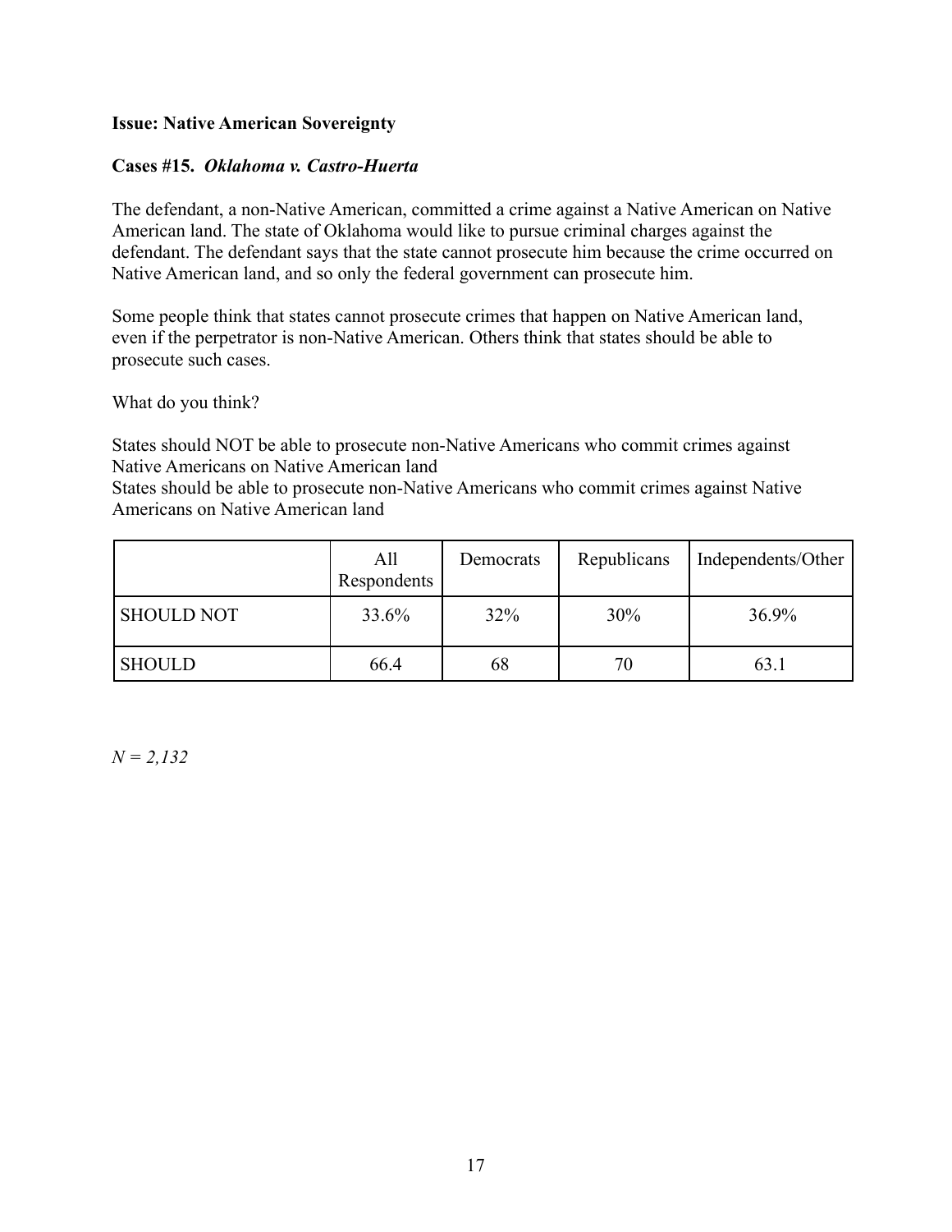**Issue: Native American Sovereignty**

**Cases #15. *Oklahoma v. Castro-Huerta***

The defendant, a non-Native American, committed a crime against a Native American on Native American land. The state of Oklahoma would like to pursue criminal charges against the defendant. The defendant says that the state cannot prosecute him because the crime occurred on Native American land, and so only the federal government can prosecute him.

Some people think that states cannot prosecute crimes that happen on Native American land, even if the perpetrator is non-Native American. Others think that states should be able to prosecute such cases.

What do you think?

States should NOT be able to prosecute non-Native Americans who commit crimes against Native Americans on Native American land
States should be able to prosecute non-Native Americans who commit crimes against Native Americans on Native American land

| | All Respondents | Democrats | Republicans | Independents/Other |
|---|---|---|---|---|
| SHOULD NOT | 33.6% | 32% | 30% | 36.9% |
| SHOULD | 66.4 | 68 | 70 | 63.1 |

*N = 2,132*